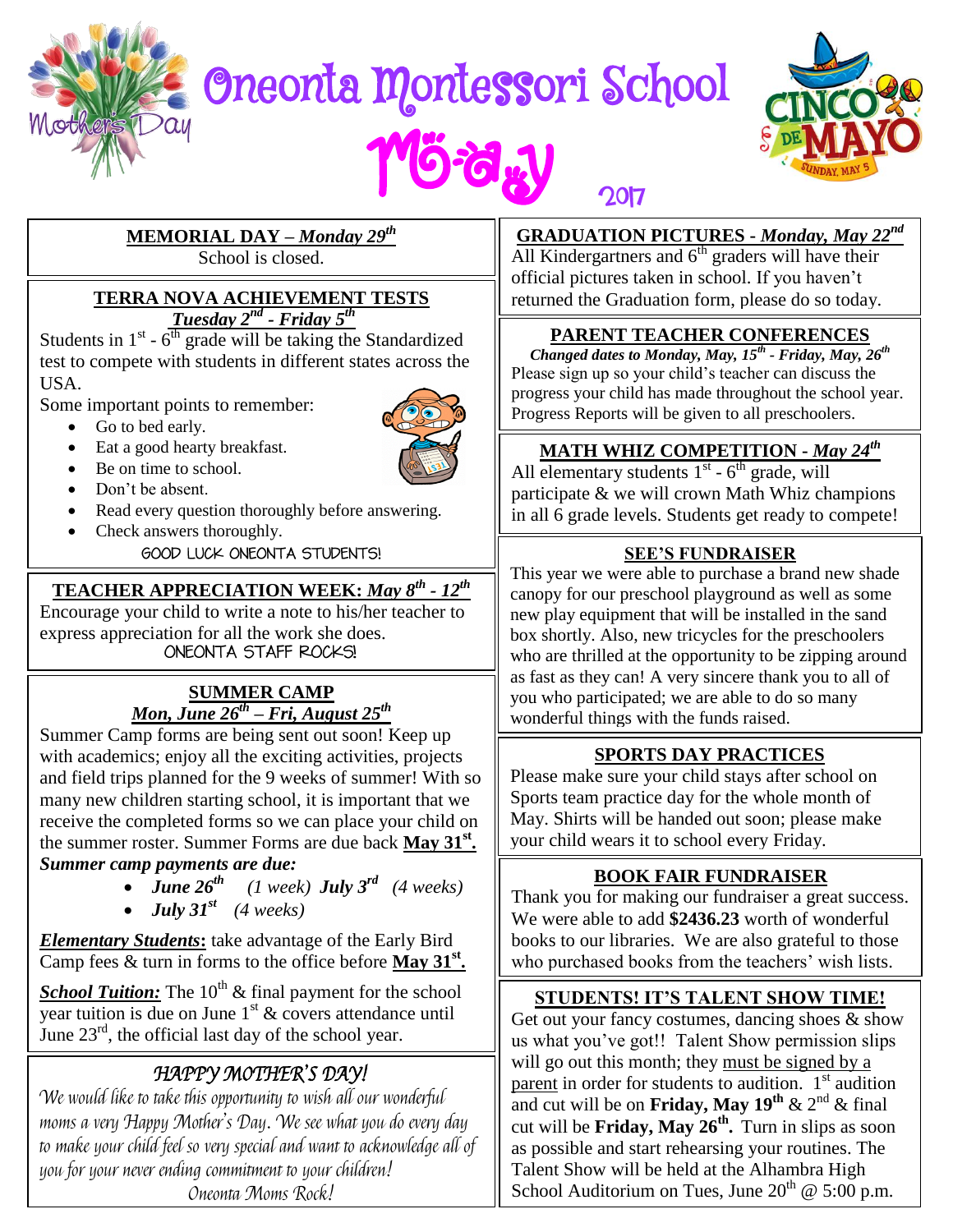# Oneonta Montessori School

## May 2017

Mother's Day

CINCO DE MAYO — SUNDAY, MAY 5

### MEMORIAL DAY – *Monday 29th*

School is closed.

### TERRA NOVA ACHIEVEMENT TESTS
### *Tuesday 2nd - Friday 5th*

Students in 1st - 6th grade will be taking the Standardized test to compete with students in different states across the USA.

Some important points to remember:

- Go to bed early.
- Eat a good hearty breakfast.
- Be on time to school.
- Don't be absent.
- Read every question thoroughly before answering.
- Check answers thoroughly.

GOOD LUCK ONEONTA STUDENTS!

### TEACHER APPRECIATION WEEK: *May 8th - 12th*

Encourage your child to write a note to his/her teacher to express appreciation for all the work she does.

ONEONTA STAFF ROCKS!

### SUMMER CAMP
### *Mon, June 26th – Fri, August 25th*

Summer Camp forms are being sent out soon! Keep up with academics; enjoy all the exciting activities, projects and field trips planned for the 9 weeks of summer! With so many new children starting school, it is important that we receive the completed forms so we can place your child on the summer roster. Summer Forms are due back **May 31st.**

***Summer camp payments are due:***

- ***June 26th*** *(1 week)* ***July 3rd*** *(4 weeks)*
- ***July 31st*** *(4 weeks)*

***Elementary Students*:** take advantage of the Early Bird Camp fees & turn in forms to the office before **May 31st.**

***School Tuition:*** The 10th & final payment for the school year tuition is due on June 1st & covers attendance until June 23rd, the official last day of the school year.

### *HAPPY MOTHER'S DAY!*

*We would like to take this opportunity to wish all our wonderful moms a very Happy Mother's Day. We see what you do every day to make your child feel so very special and want to acknowledge all of you for your never ending commitment to your children!*

*Oneonta Moms Rock!*

### GRADUATION PICTURES - *Monday, May 22nd*

All Kindergartners and 6th graders will have their official pictures taken in school. If you haven't returned the Graduation form, please do so today.

### PARENT TEACHER CONFERENCES

***Changed dates to Monday, May, 15th - Friday, May, 26th***

Please sign up so your child's teacher can discuss the progress your child has made throughout the school year. Progress Reports will be given to all preschoolers.

### MATH WHIZ COMPETITION - *May 24th*

All elementary students 1st - 6th grade, will participate & we will crown Math Whiz champions in all 6 grade levels. Students get ready to compete!

### SEE'S FUNDRAISER

This year we were able to purchase a brand new shade canopy for our preschool playground as well as some new play equipment that will be installed in the sand box shortly. Also, new tricycles for the preschoolers who are thrilled at the opportunity to be zipping around as fast as they can! A very sincere thank you to all of you who participated; we are able to do so many wonderful things with the funds raised.

### SPORTS DAY PRACTICES

Please make sure your child stays after school on Sports team practice day for the whole month of May. Shirts will be handed out soon; please make your child wears it to school every Friday.

### BOOK FAIR FUNDRAISER

Thank you for making our fundraiser a great success. We were able to add **$2436.23** worth of wonderful books to our libraries. We are also grateful to those who purchased books from the teachers' wish lists.

### STUDENTS! IT'S TALENT SHOW TIME!

Get out your fancy costumes, dancing shoes & show us what you've got!! Talent Show permission slips will go out this month; they must be signed by a parent in order for students to audition. 1st audition and cut will be on **Friday, May 19th** & 2nd & final cut will be **Friday, May 26th.** Turn in slips as soon as possible and start rehearsing your routines. The Talent Show will be held at the Alhambra High School Auditorium on Tues, June 20th @ 5:00 p.m.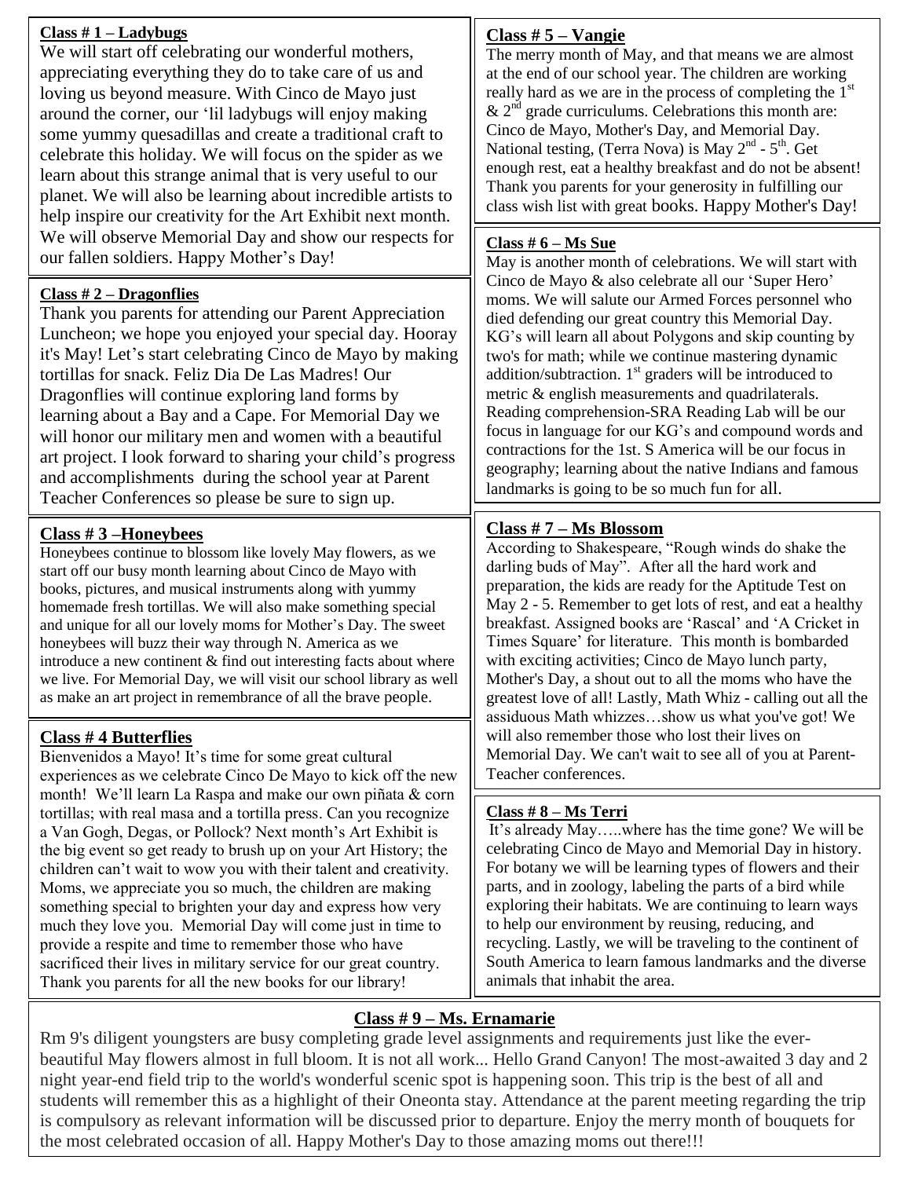### Class # 1 – Ladybugs

We will start off celebrating our wonderful mothers, appreciating everything they do to take care of us and loving us beyond measure. With Cinco de Mayo just around the corner, our 'lil ladybugs will enjoy making some yummy quesadillas and create a traditional craft to celebrate this holiday. We will focus on the spider as we learn about this strange animal that is very useful to our planet. We will also be learning about incredible artists to help inspire our creativity for the Art Exhibit next month. We will observe Memorial Day and show our respects for our fallen soldiers. Happy Mother's Day!

### Class # 2 – Dragonflies

Thank you parents for attending our Parent Appreciation Luncheon; we hope you enjoyed your special day. Hooray it's May! Let's start celebrating Cinco de Mayo by making tortillas for snack. Feliz Dia De Las Madres! Our Dragonflies will continue exploring land forms by learning about a Bay and a Cape. For Memorial Day we will honor our military men and women with a beautiful art project. I look forward to sharing your child's progress and accomplishments during the school year at Parent Teacher Conferences so please be sure to sign up.

### Class # 3 –Honeybees

Honeybees continue to blossom like lovely May flowers, as we start off our busy month learning about Cinco de Mayo with books, pictures, and musical instruments along with yummy homemade fresh tortillas. We will also make something special and unique for all our lovely moms for Mother's Day. The sweet honeybees will buzz their way through N. America as we introduce a new continent & find out interesting facts about where we live. For Memorial Day, we will visit our school library as well as make an art project in remembrance of all the brave people.

### Class # 4 Butterflies

Bienvenidos a Mayo! It's time for some great cultural experiences as we celebrate Cinco De Mayo to kick off the new month! We'll learn La Raspa and make our own piñata & corn tortillas; with real masa and a tortilla press. Can you recognize a Van Gogh, Degas, or Pollock? Next month's Art Exhibit is the big event so get ready to brush up on your Art History; the children can't wait to wow you with their talent and creativity. Moms, we appreciate you so much, the children are making something special to brighten your day and express how very much they love you. Memorial Day will come just in time to provide a respite and time to remember those who have sacrificed their lives in military service for our great country. Thank you parents for all the new books for our library!

### Class # 5 – Vangie

The merry month of May, and that means we are almost at the end of our school year. The children are working really hard as we are in the process of completing the 1st & 2nd grade curriculums. Celebrations this month are: Cinco de Mayo, Mother's Day, and Memorial Day. National testing, (Terra Nova) is May 2nd - 5th. Get enough rest, eat a healthy breakfast and do not be absent! Thank you parents for your generosity in fulfilling our class wish list with great books. Happy Mother's Day!

### Class # 6 – Ms Sue

May is another month of celebrations. We will start with Cinco de Mayo & also celebrate all our 'Super Hero' moms. We will salute our Armed Forces personnel who died defending our great country this Memorial Day. KG's will learn all about Polygons and skip counting by two's for math; while we continue mastering dynamic addition/subtraction. 1st graders will be introduced to metric & english measurements and quadrilaterals. Reading comprehension-SRA Reading Lab will be our focus in language for our KG's and compound words and contractions for the 1st. S America will be our focus in geography; learning about the native Indians and famous landmarks is going to be so much fun for all.

### Class # 7 – Ms Blossom

According to Shakespeare, "Rough winds do shake the darling buds of May". After all the hard work and preparation, the kids are ready for the Aptitude Test on May 2 - 5. Remember to get lots of rest, and eat a healthy breakfast. Assigned books are 'Rascal' and 'A Cricket in Times Square' for literature. This month is bombarded with exciting activities; Cinco de Mayo lunch party, Mother's Day, a shout out to all the moms who have the greatest love of all! Lastly, Math Whiz - calling out all the assiduous Math whizzes…show us what you've got! We will also remember those who lost their lives on Memorial Day. We can't wait to see all of you at Parent-Teacher conferences.

### Class # 8 – Ms Terri

It's already May…..where has the time gone? We will be celebrating Cinco de Mayo and Memorial Day in history. For botany we will be learning types of flowers and their parts, and in zoology, labeling the parts of a bird while exploring their habitats. We are continuing to learn ways to help our environment by reusing, reducing, and recycling. Lastly, we will be traveling to the continent of South America to learn famous landmarks and the diverse animals that inhabit the area.

### Class # 9 – Ms. Ernamarie

Rm 9's diligent youngsters are busy completing grade level assignments and requirements just like the ever-beautiful May flowers almost in full bloom. It is not all work... Hello Grand Canyon! The most-awaited 3 day and 2 night year-end field trip to the world's wonderful scenic spot is happening soon. This trip is the best of all and students will remember this as a highlight of their Oneonta stay. Attendance at the parent meeting regarding the trip is compulsory as relevant information will be discussed prior to departure. Enjoy the merry month of bouquets for the most celebrated occasion of all. Happy Mother's Day to those amazing moms out there!!!